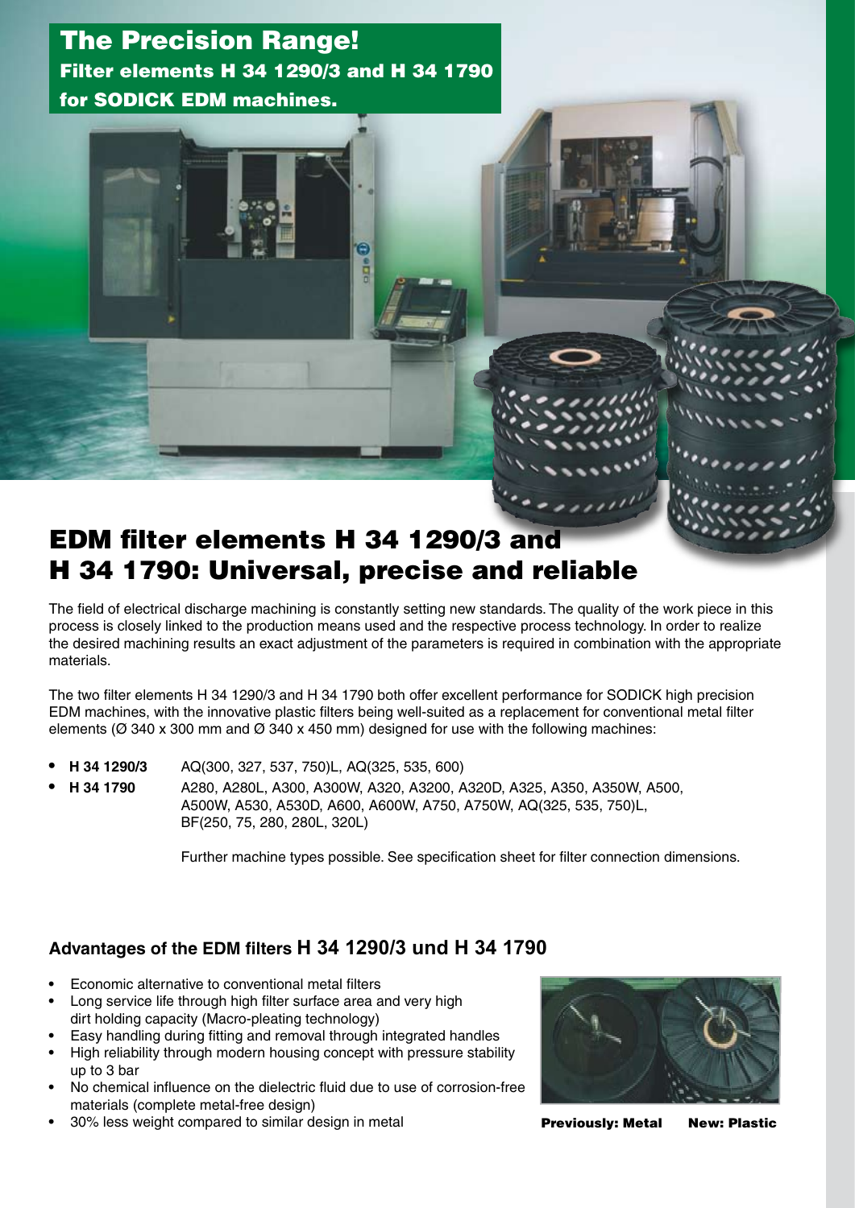# The Precision Range!

**Filter elements H 34 1290/3 and H 34 1790 for SODICK EDM machines.**

## EDM filter elements H 34 1290/3 and H 34 1790: Universal, precise and reliable

The field of electrical discharge machining is constantly setting new standards. The quality of the work piece in this process is closely linked to the production means used and the respective process technology. In order to realize the desired machining results an exact adjustment of the parameters is required in combination with the appropriate materials.

The two filter elements H 34 1290/3 and H 34 1790 both offer excellent performance for SODICK high precision EDM machines, with the innovative plastic filters being well-suited as a replacement for conventional metal filter elements (Ø 340 x 300 mm and Ø 340 x 450 mm) designed for use with the following machines:

- **H 34 1290/3** AQ(300, 327, 537, 750)L, AQ(325, 535, 600)
- **H 34 1790** A280, A280L, A300, A300W, A320, A3200, A320D, A325, A350, A350W, A500, A500W, A530, A530D, A600, A600W, A750, A750W, AQ(325, 535, 750)L, BF(250, 75, 280, 280L, 320L)

Further machine types possible. See specification sheet for filter connection dimensions.

### Advantages of the EDM filters H 34 1290/3 und H 34 1790

- Economic alternative to conventional metal filters
- Long service life through high filter surface area and very high dirt holding capacity (Macro-pleating technology)
- Easy handling during fitting and removal through integrated handles
- High reliability through modern housing concept with pressure stability up to 3 bar
- No chemical influence on the dielectric fluid due to use of corrosion-free materials (complete metal-free design)
- 30% less weight compared to similar design in metal

**Previously: Metal** **New: Plastic**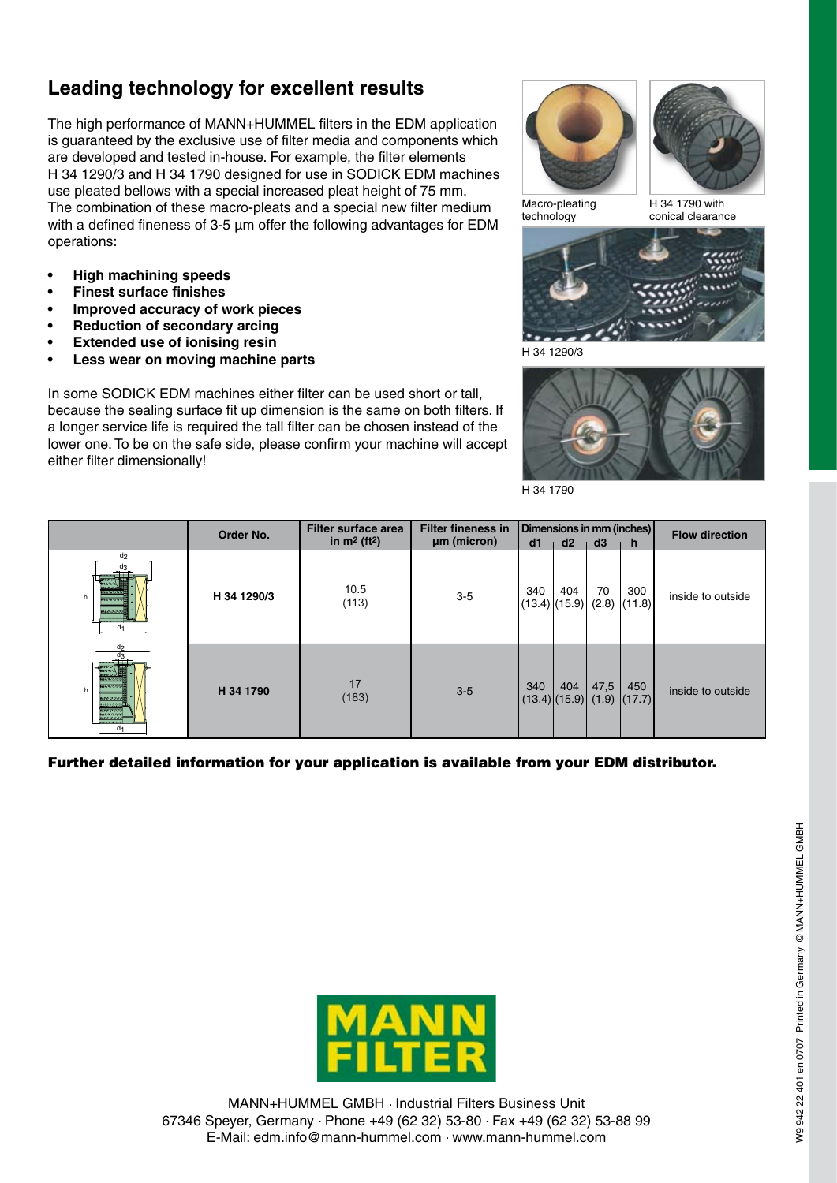## Leading technology for excellent results

The high performance of MANN+HUMMEL filters in the EDM application is guaranteed by the exclusive use of filter media and components which are developed and tested in-house. For example, the filter elements H 34 1290/3 and H 34 1790 designed for use in SODICK EDM machines use pleated bellows with a special increased pleat height of 75 mm. The combination of these macro-pleats and a special new filter medium with a defined fineness of 3-5 µm offer the following advantages for EDM operations:

- **High machining speeds**
- **Finest surface finishes**
- **Improved accuracy of work pieces**
- **Reduction of secondary arcing**
- **Extended use of ionising resin**
- **Less wear on moving machine parts**

In some SODICK EDM machines either filter can be used short or tall, because the sealing surface fit up dimension is the same on both filters. If a longer service life is required the tall filter can be chosen instead of the lower one. To be on the safe side, please confirm your machine will accept either filter dimensionally!

Macro-pleating technology

H 34 1790 with conical clearance

H 34 1290/3

H 34 1790

| | Order No. | Filter surface area in $m^2$ ($ft^2$) | Filter fineness in µm (micron) | Dimensions in mm (inches) d1 | d2 | d3 | h | Flow direction |
|---|---|---|---|---|---|---|---|---|
| | H 34 1290/3 | 10.5 (113) | 3-5 | 340 (13.4) | 404 (15.9) | 70 (2.8) | 300 (11.8) | inside to outside |
| | H 34 1790 | 17 (183) | 3-5 | 340 (13.4) | 404 (15.9) | 47,5 (1.9) | 450 (17.7) | inside to outside |

**Further detailed information for your application is available from your EDM distributor.**

MANN FILTER

MANN+HUMMEL GMBH · Industrial Filters Business Unit
67346 Speyer, Germany · Phone +49 (62 32) 53-80 · Fax +49 (62 32) 53-88 99
E-Mail: edm.info@mann-hummel.com · www.mann-hummel.com

W9 942 22 401 en 0707 Printed in Germany © MANN+HUMMEL GMBH